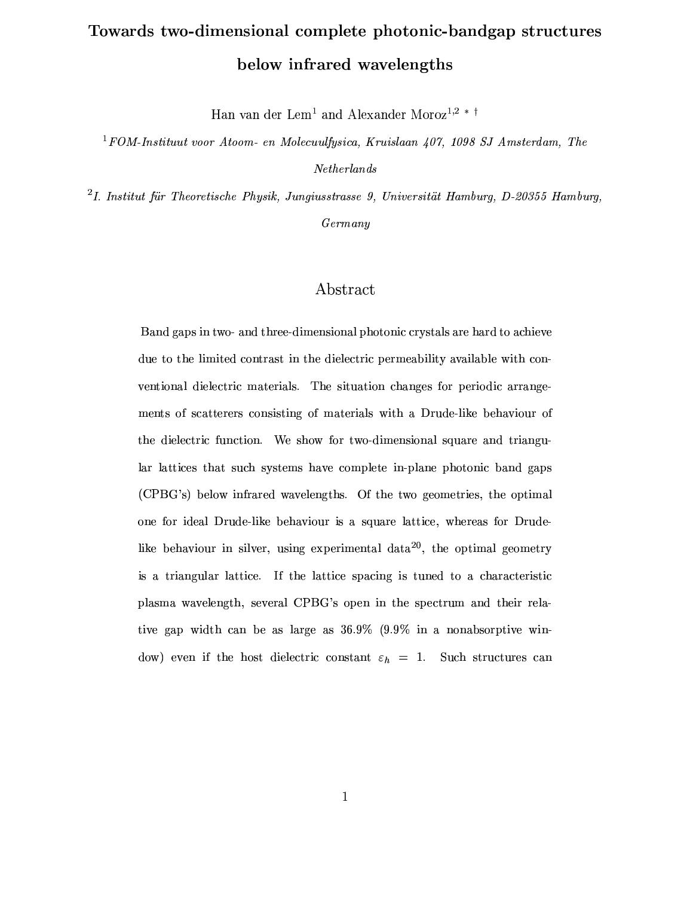# Towards two-dimensional complete photonic-bandgap structures below infrared wavelengths

Han van der Lem[1] and Alexander Moroz[1,2] * †

[1] *FOM-Instituut voor Atoom- en Molecuulfysica, Kruislaan 407, 1098 SJ Amsterdam, The Netherlands*

[2] *I. Institut für Theoretische Physik, Jungiusstrasse 9, Universität Hamburg, D-20355 Hamburg, Germany*

## Abstract

Band gaps in two- and three-dimensional photonic crystals are hard to achieve due to the limited contrast in the dielectric permeability available with conventional dielectric materials. The situation changes for periodic arrangements of scatterers consisting of materials with a Drude-like behaviour of the dielectric function. We show for two-dimensional square and triangular lattices that such systems have complete in-plane photonic band gaps (CPBG's) below infrared wavelengths. Of the two geometries, the optimal one for ideal Drude-like behaviour is a square lattice, whereas for Drude-like behaviour in silver, using experimental data[20], the optimal geometry is a triangular lattice. If the lattice spacing is tuned to a characteristic plasma wavelength, several CPBG's open in the spectrum and their relative gap width can be as large as 36.9% (9.9% in a nonabsorptive window) even if the host dielectric constant $\varepsilon_h = 1$. Such structures can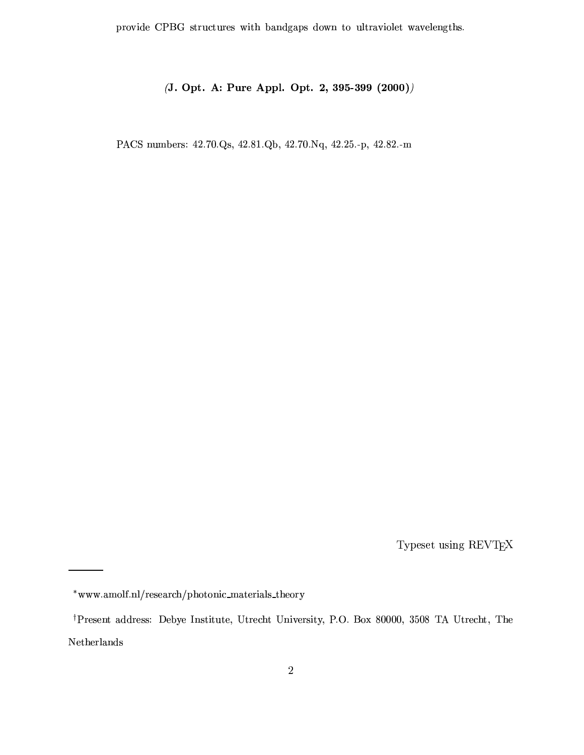provide CPBG structures with bandgaps down to ultraviolet wavelengths.

*(J. Opt. A: Pure Appl. Opt. 2, 395-399 (2000))*

PACS numbers: 42.70.Qs, 42.81.Qb, 42.70.Nq, 42.25.-p, 42.82.-m

Typeset using REVTEX

---

[*] www.amolf.nl/research/photonic_materials_theory

[†] Present address: Debye Institute, Utrecht University, P.O. Box 80000, 3508 TA Utrecht, The Netherlands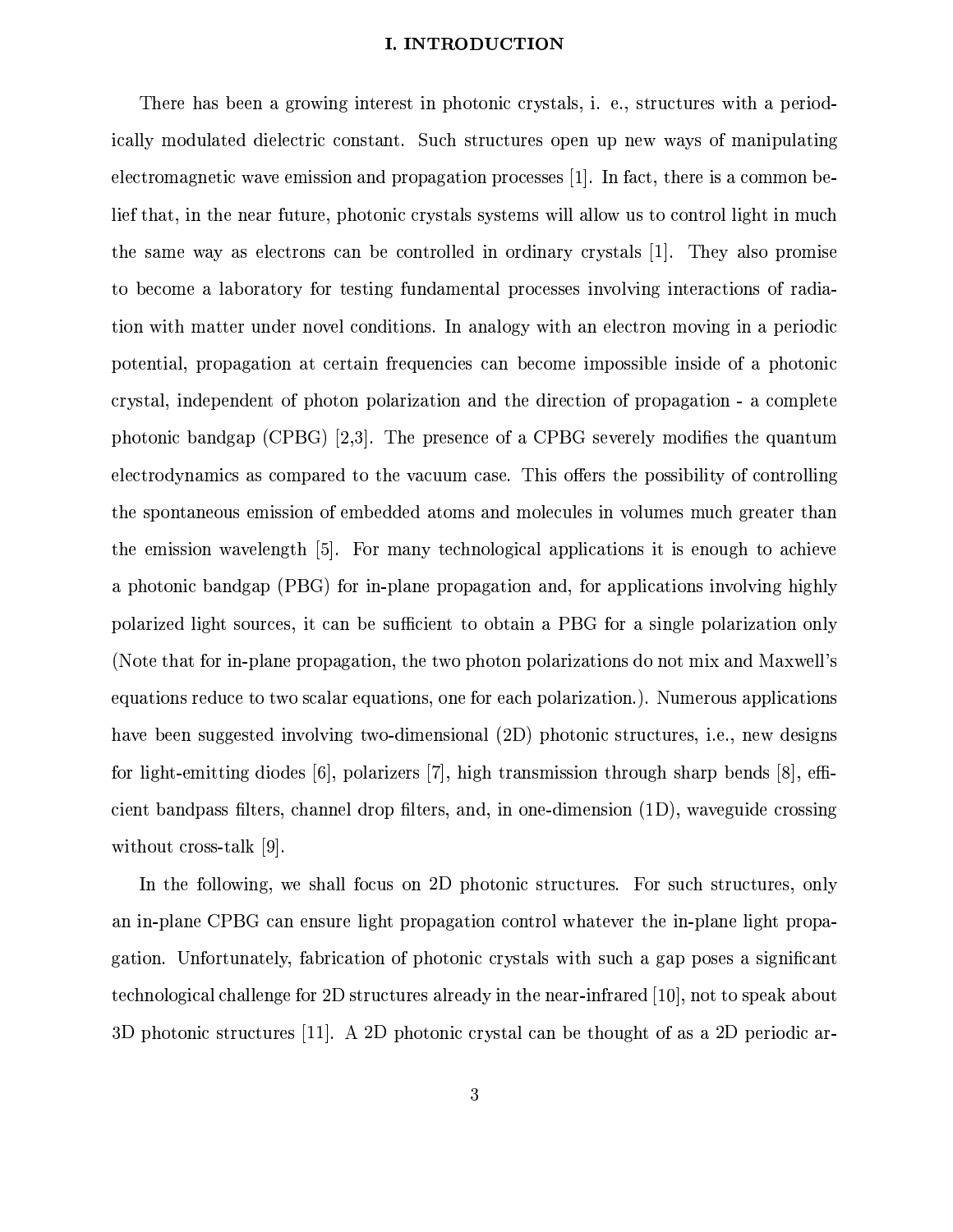# I. INTRODUCTION

There has been a growing interest in photonic crystals, i. e., structures with a periodically modulated dielectric constant. Such structures open up new ways of manipulating electromagnetic wave emission and propagation processes [1]. In fact, there is a common belief that, in the near future, photonic crystals systems will allow us to control light in much the same way as electrons can be controlled in ordinary crystals [1]. They also promise to become a laboratory for testing fundamental processes involving interactions of radiation with matter under novel conditions. In analogy with an electron moving in a periodic potential, propagation at certain frequencies can become impossible inside of a photonic crystal, independent of photon polarization and the direction of propagation - a complete photonic bandgap (CPBG) [2,3]. The presence of a CPBG severely modifies the quantum electrodynamics as compared to the vacuum case. This offers the possibility of controlling the spontaneous emission of embedded atoms and molecules in volumes much greater than the emission wavelength [5]. For many technological applications it is enough to achieve a photonic bandgap (PBG) for in-plane propagation and, for applications involving highly polarized light sources, it can be sufficient to obtain a PBG for a single polarization only (Note that for in-plane propagation, the two photon polarizations do not mix and Maxwell's equations reduce to two scalar equations, one for each polarization.). Numerous applications have been suggested involving two-dimensional (2D) photonic structures, i.e., new designs for light-emitting diodes [6], polarizers [7], high transmission through sharp bends [8], efficient bandpass filters, channel drop filters, and, in one-dimension (1D), waveguide crossing without cross-talk [9].

In the following, we shall focus on 2D photonic structures. For such structures, only an in-plane CPBG can ensure light propagation control whatever the in-plane light propagation. Unfortunately, fabrication of photonic crystals with such a gap poses a significant technological challenge for 2D structures already in the near-infrared [10], not to speak about 3D photonic structures [11]. A 2D photonic crystal can be thought of as a 2D periodic ar-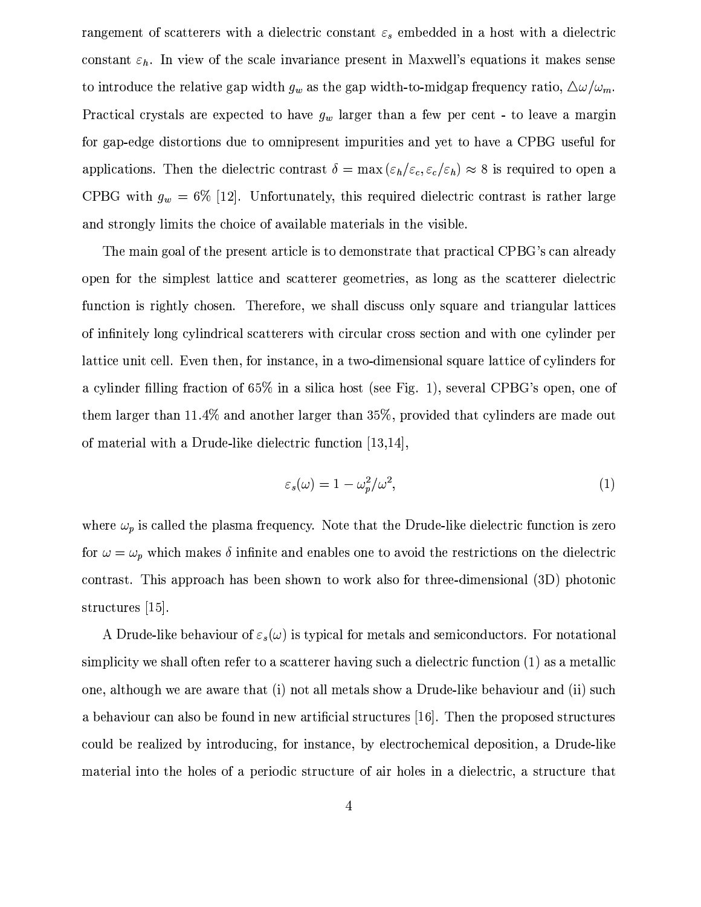rangement of scatterers with a dielectric constant $\varepsilon_s$ embedded in a host with a dielectric constant $\varepsilon_h$. In view of the scale invariance present in Maxwell's equations it makes sense to introduce the relative gap width $g_w$ as the gap width-to-midgap frequency ratio, $\triangle\omega/\omega_m$. Practical crystals are expected to have $g_w$ larger than a few per cent - to leave a margin for gap-edge distortions due to omnipresent impurities and yet to have a CPBG useful for applications. Then the dielectric contrast $\delta = \max(\varepsilon_h/\varepsilon_c, \varepsilon_c/\varepsilon_h) \approx 8$ is required to open a CPBG with $g_w = 6\%$ [12]. Unfortunately, this required dielectric contrast is rather large and strongly limits the choice of available materials in the visible.

The main goal of the present article is to demonstrate that practical CPBG's can already open for the simplest lattice and scatterer geometries, as long as the scatterer dielectric function is rightly chosen. Therefore, we shall discuss only square and triangular lattices of infinitely long cylindrical scatterers with circular cross section and with one cylinder per lattice unit cell. Even then, for instance, in a two-dimensional square lattice of cylinders for a cylinder filling fraction of 65% in a silica host (see Fig. 1), several CPBG's open, one of them larger than 11.4% and another larger than 35%, provided that cylinders are made out of material with a Drude-like dielectric function [13,14],

$$\varepsilon_s(\omega) = 1 - \omega_p^2/\omega^2, \tag{1}$$

where $\omega_p$ is called the plasma frequency. Note that the Drude-like dielectric function is zero for $\omega = \omega_p$ which makes $\delta$ infinite and enables one to avoid the restrictions on the dielectric contrast. This approach has been shown to work also for three-dimensional (3D) photonic structures [15].

A Drude-like behaviour of $\varepsilon_s(\omega)$ is typical for metals and semiconductors. For notational simplicity we shall often refer to a scatterer having such a dielectric function (1) as a metallic one, although we are aware that (i) not all metals show a Drude-like behaviour and (ii) such a behaviour can also be found in new artificial structures [16]. Then the proposed structures could be realized by introducing, for instance, by electrochemical deposition, a Drude-like material into the holes of a periodic structure of air holes in a dielectric, a structure that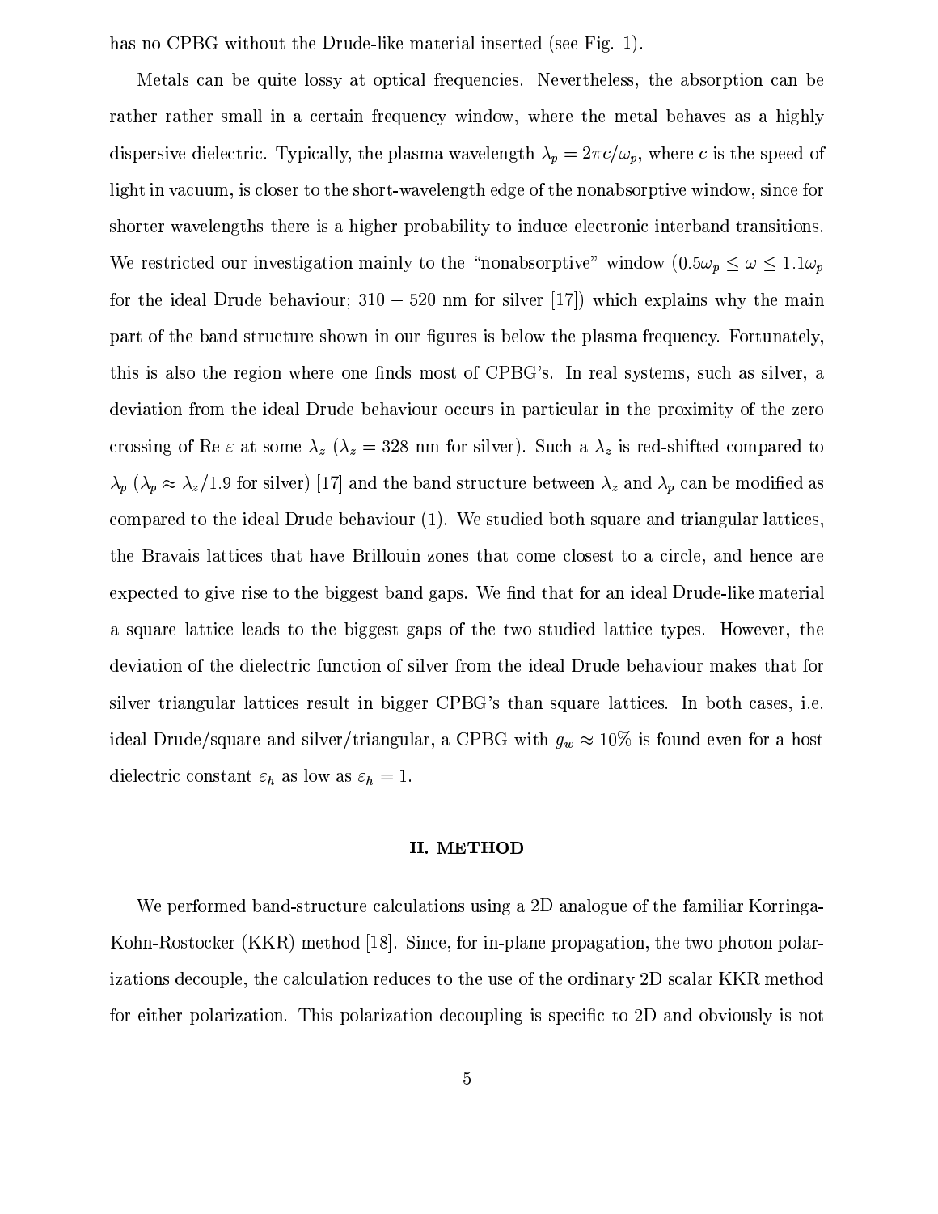has no CPBG without the Drude-like material inserted (see Fig. 1).

Metals can be quite lossy at optical frequencies. Nevertheless, the absorption can be rather rather small in a certain frequency window, where the metal behaves as a highly dispersive dielectric. Typically, the plasma wavelength $\lambda_p = 2\pi c/\omega_p$, where $c$ is the speed of light in vacuum, is closer to the short-wavelength edge of the nonabsorptive window, since for shorter wavelengths there is a higher probability to induce electronic interband transitions. We restricted our investigation mainly to the "nonabsorptive" window ($0.5\omega_p \leq \omega \leq 1.1\omega_p$ for the ideal Drude behaviour; $310 - 520$ nm for silver [17]) which explains why the main part of the band structure shown in our figures is below the plasma frequency. Fortunately, this is also the region where one finds most of CPBG's. In real systems, such as silver, a deviation from the ideal Drude behaviour occurs in particular in the proximity of the zero crossing of Re $\varepsilon$ at some $\lambda_z$ ($\lambda_z = 328$ nm for silver). Such a $\lambda_z$ is red-shifted compared to $\lambda_p$ ($\lambda_p \approx \lambda_z/1.9$ for silver) [17] and the band structure between $\lambda_z$ and $\lambda_p$ can be modified as compared to the ideal Drude behaviour (1). We studied both square and triangular lattices, the Bravais lattices that have Brillouin zones that come closest to a circle, and hence are expected to give rise to the biggest band gaps. We find that for an ideal Drude-like material a square lattice leads to the biggest gaps of the two studied lattice types. However, the deviation of the dielectric function of silver from the ideal Drude behaviour makes that for silver triangular lattices result in bigger CPBG's than square lattices. In both cases, i.e. ideal Drude/square and silver/triangular, a CPBG with $g_w \approx 10\%$ is found even for a host dielectric constant $\varepsilon_h$ as low as $\varepsilon_h = 1$.

## II. METHOD

We performed band-structure calculations using a 2D analogue of the familiar Korringa-Kohn-Rostocker (KKR) method [18]. Since, for in-plane propagation, the two photon polarizations decouple, the calculation reduces to the use of the ordinary 2D scalar KKR method for either polarization. This polarization decoupling is specific to 2D and obviously is not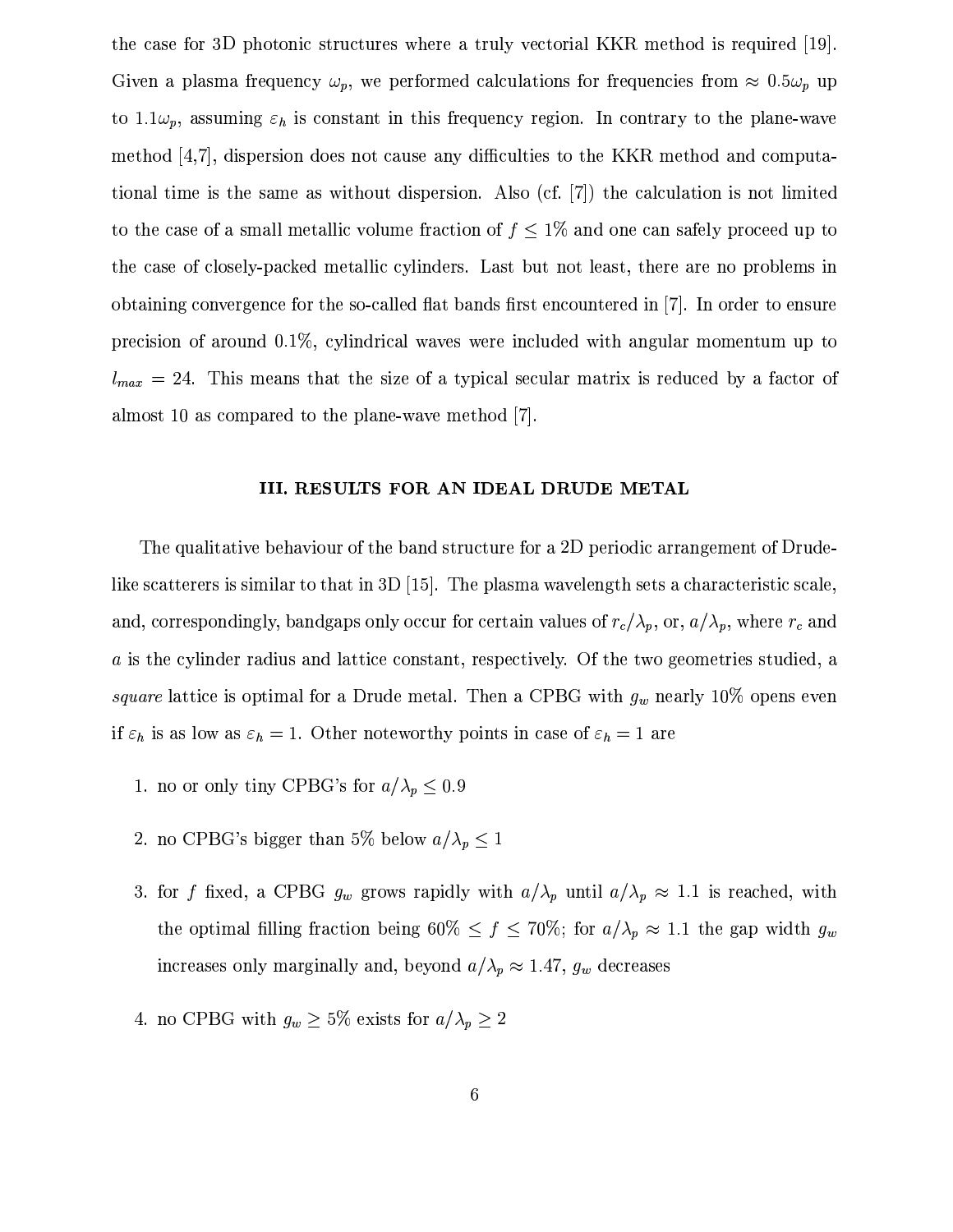the case for 3D photonic structures where a truly vectorial KKR method is required [19]. Given a plasma frequency $\omega_p$, we performed calculations for frequencies from $\approx 0.5\omega_p$ up to $1.1\omega_p$, assuming $\varepsilon_h$ is constant in this frequency region. In contrary to the plane-wave method [4,7], dispersion does not cause any difficulties to the KKR method and computational time is the same as without dispersion. Also (cf. [7]) the calculation is not limited to the case of a small metallic volume fraction of $f \leq 1\%$ and one can safely proceed up to the case of closely-packed metallic cylinders. Last but not least, there are no problems in obtaining convergence for the so-called flat bands first encountered in [7]. In order to ensure precision of around 0.1%, cylindrical waves were included with angular momentum up to $l_{max} = 24$. This means that the size of a typical secular matrix is reduced by a factor of almost 10 as compared to the plane-wave method [7].

## III. RESULTS FOR AN IDEAL DRUDE METAL

The qualitative behaviour of the band structure for a 2D periodic arrangement of Drude-like scatterers is similar to that in 3D [15]. The plasma wavelength sets a characteristic scale, and, correspondingly, bandgaps only occur for certain values of $r_c/\lambda_p$, or, $a/\lambda_p$, where $r_c$ and $a$ is the cylinder radius and lattice constant, respectively. Of the two geometries studied, a *square* lattice is optimal for a Drude metal. Then a CPBG with $g_w$ nearly 10% opens even if $\varepsilon_h$ is as low as $\varepsilon_h = 1$. Other noteworthy points in case of $\varepsilon_h = 1$ are

1. no or only tiny CPBG's for $a/\lambda_p \leq 0.9$
2. no CPBG's bigger than 5% below $a/\lambda_p \leq 1$
3. for $f$ fixed, a CPBG $g_w$ grows rapidly with $a/\lambda_p$ until $a/\lambda_p \approx 1.1$ is reached, with the optimal filling fraction being $60\% \leq f \leq 70\%$; for $a/\lambda_p \approx 1.1$ the gap width $g_w$ increases only marginally and, beyond $a/\lambda_p \approx 1.47$, $g_w$ decreases
4. no CPBG with $g_w \geq 5\%$ exists for $a/\lambda_p \geq 2$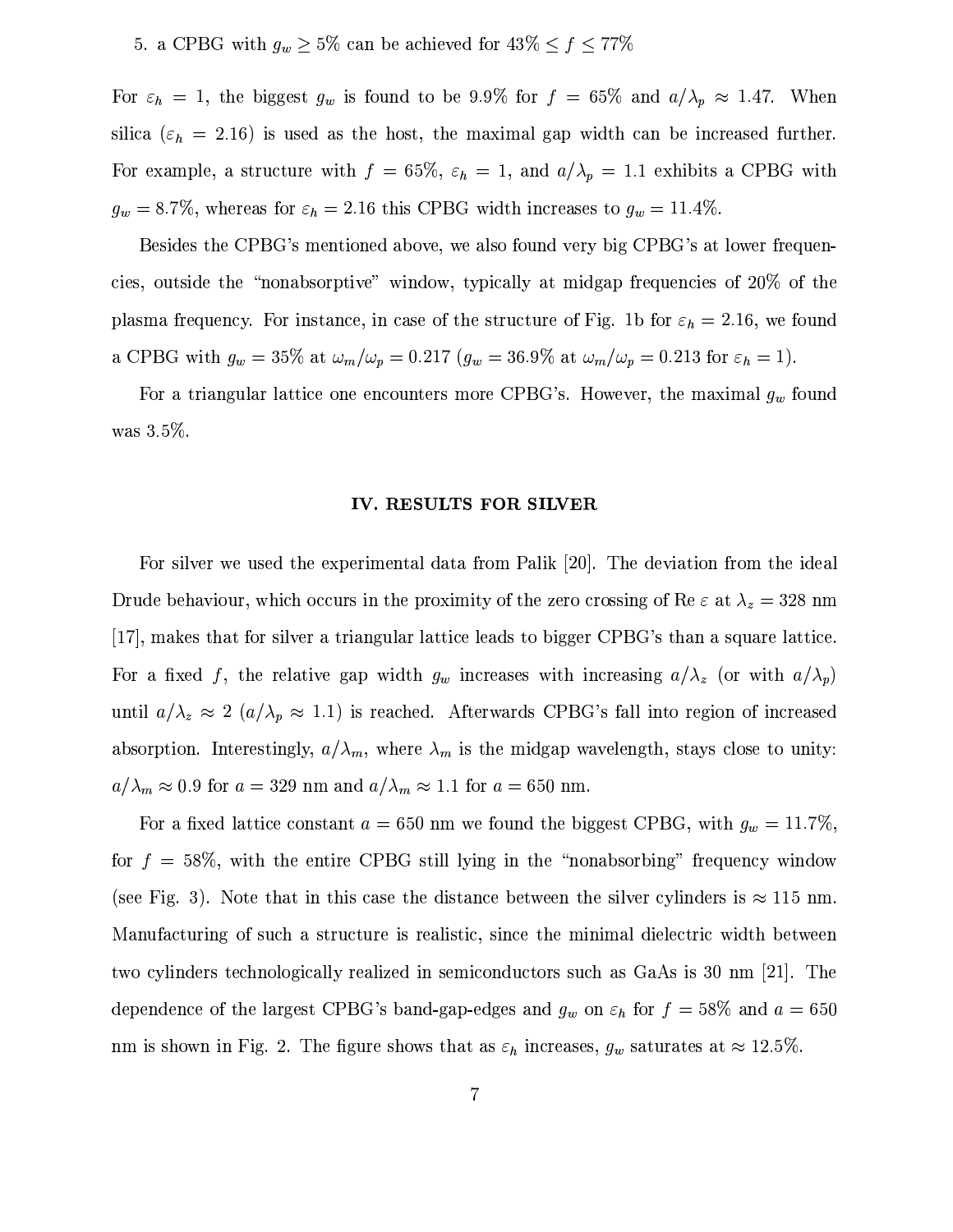5. a CPBG with $g_w \geq 5\%$ can be achieved for $43\% \leq f \leq 77\%$

For $\varepsilon_h = 1$, the biggest $g_w$ is found to be 9.9% for $f = 65\%$ and $a/\lambda_p \approx 1.47$. When silica ($\varepsilon_h = 2.16$) is used as the host, the maximal gap width can be increased further. For example, a structure with $f = 65\%$, $\varepsilon_h = 1$, and $a/\lambda_p = 1.1$ exhibits a CPBG with $g_w = 8.7\%$, whereas for $\varepsilon_h = 2.16$ this CPBG width increases to $g_w = 11.4\%$.

Besides the CPBG's mentioned above, we also found very big CPBG's at lower frequencies, outside the "nonabsorptive" window, typically at midgap frequencies of 20% of the plasma frequency. For instance, in case of the structure of Fig. 1b for $\varepsilon_h = 2.16$, we found a CPBG with $g_w = 35\%$ at $\omega_m/\omega_p = 0.217$ ($g_w = 36.9\%$ at $\omega_m/\omega_p = 0.213$ for $\varepsilon_h = 1$).

For a triangular lattice one encounters more CPBG's. However, the maximal $g_w$ found was 3.5%.

## IV. RESULTS FOR SILVER

For silver we used the experimental data from Palik [20]. The deviation from the ideal Drude behaviour, which occurs in the proximity of the zero crossing of Re $\varepsilon$ at $\lambda_z = 328$ nm [17], makes that for silver a triangular lattice leads to bigger CPBG's than a square lattice. For a fixed $f$, the relative gap width $g_w$ increases with increasing $a/\lambda_z$ (or with $a/\lambda_p$) until $a/\lambda_z \approx 2$ ($a/\lambda_p \approx 1.1$) is reached. Afterwards CPBG's fall into region of increased absorption. Interestingly, $a/\lambda_m$, where $\lambda_m$ is the midgap wavelength, stays close to unity: $a/\lambda_m \approx 0.9$ for $a = 329$ nm and $a/\lambda_m \approx 1.1$ for $a = 650$ nm.

For a fixed lattice constant $a = 650$ nm we found the biggest CPBG, with $g_w = 11.7\%$, for $f = 58\%$, with the entire CPBG still lying in the "nonabsorbing" frequency window (see Fig. 3). Note that in this case the distance between the silver cylinders is $\approx 115$ nm. Manufacturing of such a structure is realistic, since the minimal dielectric width between two cylinders technologically realized in semiconductors such as GaAs is 30 nm [21]. The dependence of the largest CPBG's band-gap-edges and $g_w$ on $\varepsilon_h$ for $f = 58\%$ and $a = 650$ nm is shown in Fig. 2. The figure shows that as $\varepsilon_h$ increases, $g_w$ saturates at $\approx 12.5\%$.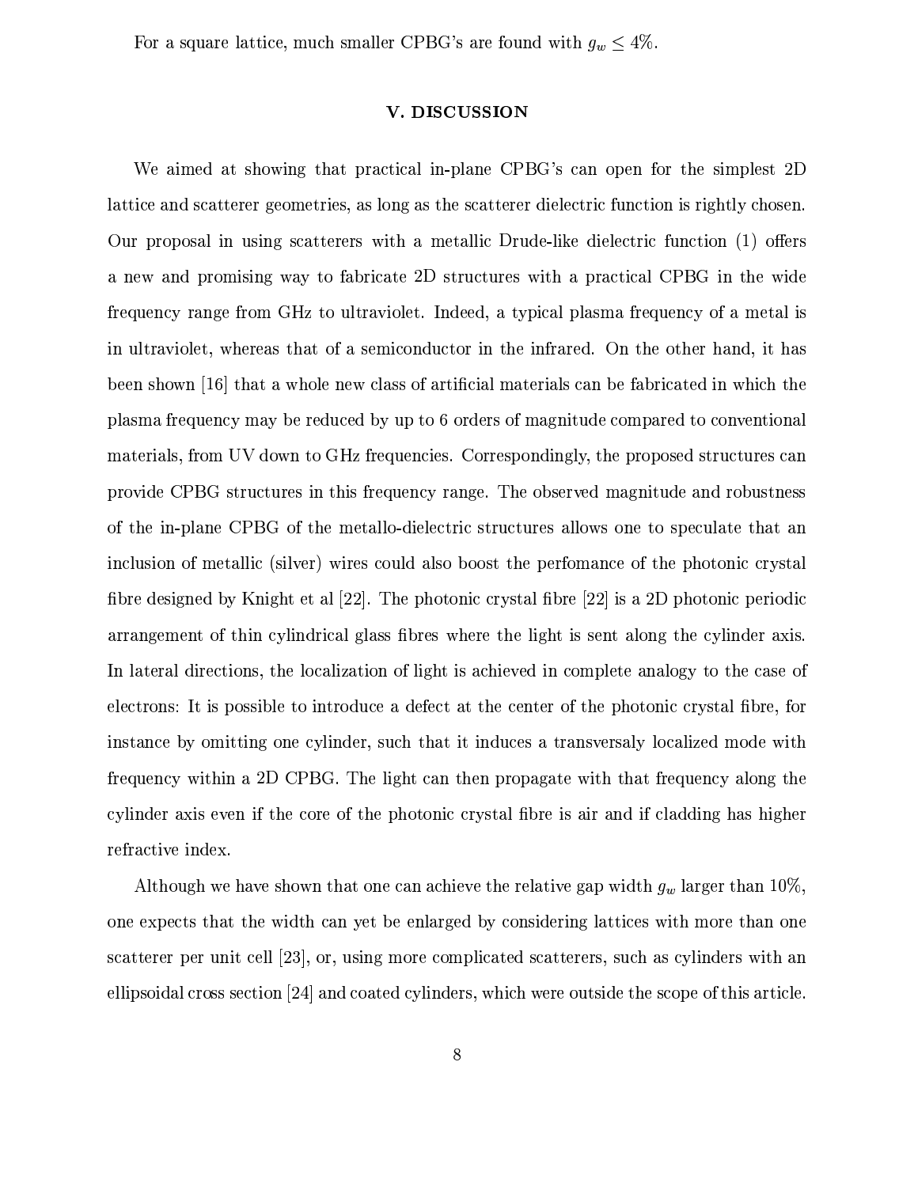For a square lattice, much smaller CPBG's are found with $g_w \leq 4\%$.

## V. DISCUSSION

We aimed at showing that practical in-plane CPBG's can open for the simplest 2D lattice and scatterer geometries, as long as the scatterer dielectric function is rightly chosen. Our proposal in using scatterers with a metallic Drude-like dielectric function (1) offers a new and promising way to fabricate 2D structures with a practical CPBG in the wide frequency range from GHz to ultraviolet. Indeed, a typical plasma frequency of a metal is in ultraviolet, whereas that of a semiconductor in the infrared. On the other hand, it has been shown [16] that a whole new class of artificial materials can be fabricated in which the plasma frequency may be reduced by up to 6 orders of magnitude compared to conventional materials, from UV down to GHz frequencies. Correspondingly, the proposed structures can provide CPBG structures in this frequency range. The observed magnitude and robustness of the in-plane CPBG of the metallo-dielectric structures allows one to speculate that an inclusion of metallic (silver) wires could also boost the perfomance of the photonic crystal fibre designed by Knight et al [22]. The photonic crystal fibre [22] is a 2D photonic periodic arrangement of thin cylindrical glass fibres where the light is sent along the cylinder axis. In lateral directions, the localization of light is achieved in complete analogy to the case of electrons: It is possible to introduce a defect at the center of the photonic crystal fibre, for instance by omitting one cylinder, such that it induces a transversaly localized mode with frequency within a 2D CPBG. The light can then propagate with that frequency along the cylinder axis even if the core of the photonic crystal fibre is air and if cladding has higher refractive index.

Although we have shown that one can achieve the relative gap width $g_w$ larger than 10%, one expects that the width can yet be enlarged by considering lattices with more than one scatterer per unit cell [23], or, using more complicated scatterers, such as cylinders with an ellipsoidal cross section [24] and coated cylinders, which were outside the scope of this article.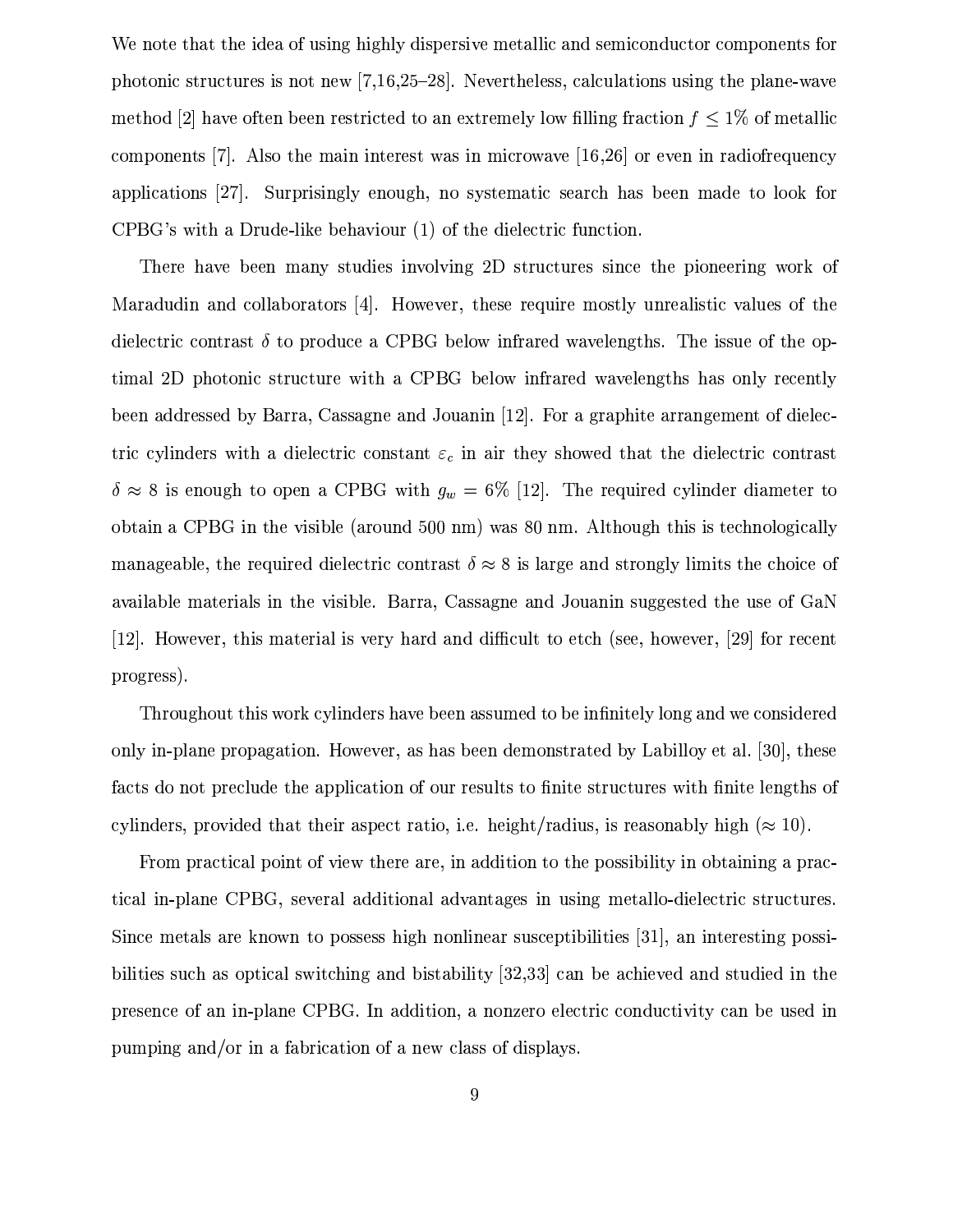We note that the idea of using highly dispersive metallic and semiconductor components for photonic structures is not new [7,16,25–28]. Nevertheless, calculations using the plane-wave method [2] have often been restricted to an extremely low filling fraction $f \leq 1\%$ of metallic components [7]. Also the main interest was in microwave [16,26] or even in radiofrequency applications [27]. Surprisingly enough, no systematic search has been made to look for CPBG's with a Drude-like behaviour (1) of the dielectric function.

There have been many studies involving 2D structures since the pioneering work of Maradudin and collaborators [4]. However, these require mostly unrealistic values of the dielectric contrast $\delta$ to produce a CPBG below infrared wavelengths. The issue of the optimal 2D photonic structure with a CPBG below infrared wavelengths has only recently been addressed by Barra, Cassagne and Jouanin [12]. For a graphite arrangement of dielectric cylinders with a dielectric constant $\varepsilon_c$ in air they showed that the dielectric contrast $\delta \approx 8$ is enough to open a CPBG with $g_w = 6\%$ [12]. The required cylinder diameter to obtain a CPBG in the visible (around 500 nm) was 80 nm. Although this is technologically manageable, the required dielectric contrast $\delta \approx 8$ is large and strongly limits the choice of available materials in the visible. Barra, Cassagne and Jouanin suggested the use of GaN [12]. However, this material is very hard and difficult to etch (see, however, [29] for recent progress).

Throughout this work cylinders have been assumed to be infinitely long and we considered only in-plane propagation. However, as has been demonstrated by Labilloy et al. [30], these facts do not preclude the application of our results to finite structures with finite lengths of cylinders, provided that their aspect ratio, i.e. height/radius, is reasonably high ($\approx 10$).

From practical point of view there are, in addition to the possibility in obtaining a practical in-plane CPBG, several additional advantages in using metallo-dielectric structures. Since metals are known to possess high nonlinear susceptibilities [31], an interesting possibilities such as optical switching and bistability [32,33] can be achieved and studied in the presence of an in-plane CPBG. In addition, a nonzero electric conductivity can be used in pumping and/or in a fabrication of a new class of displays.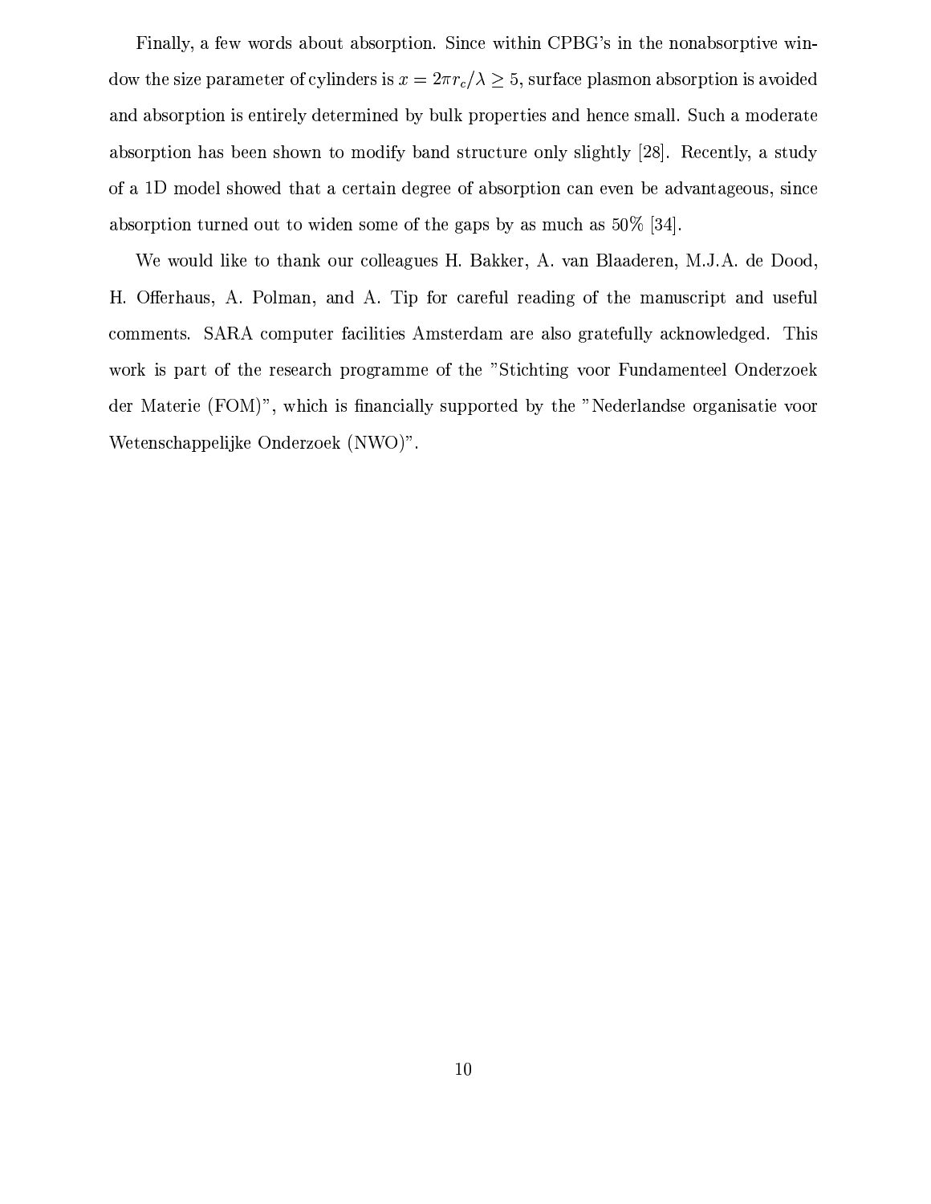Finally, a few words about absorption. Since within CPBG's in the nonabsorptive window the size parameter of cylinders is $x = 2\pi r_c/\lambda \geq 5$, surface plasmon absorption is avoided and absorption is entirely determined by bulk properties and hence small. Such a moderate absorption has been shown to modify band structure only slightly [28]. Recently, a study of a 1D model showed that a certain degree of absorption can even be advantageous, since absorption turned out to widen some of the gaps by as much as 50% [34].

We would like to thank our colleagues H. Bakker, A. van Blaaderen, M.J.A. de Dood, H. Offerhaus, A. Polman, and A. Tip for careful reading of the manuscript and useful comments. SARA computer facilities Amsterdam are also gratefully acknowledged. This work is part of the research programme of the "Stichting voor Fundamenteel Onderzoek der Materie (FOM)", which is financially supported by the "Nederlandse organisatie voor Wetenschappelijke Onderzoek (NWO)".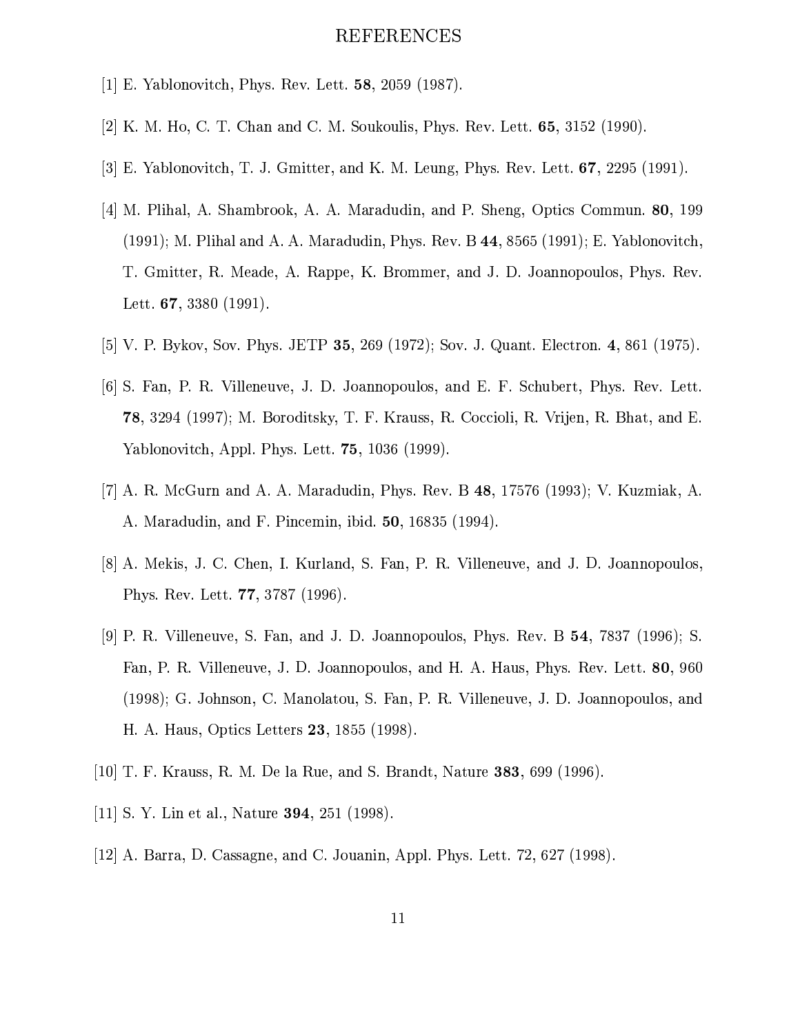# REFERENCES

[1] E. Yablonovitch, Phys. Rev. Lett. **58**, 2059 (1987).

[2] K. M. Ho, C. T. Chan and C. M. Soukoulis, Phys. Rev. Lett. **65**, 3152 (1990).

[3] E. Yablonovitch, T. J. Gmitter, and K. M. Leung, Phys. Rev. Lett. **67**, 2295 (1991).

[4] M. Plihal, A. Shambrook, A. A. Maradudin, and P. Sheng, Optics Commun. **80**, 199 (1991); M. Plihal and A. A. Maradudin, Phys. Rev. B **44**, 8565 (1991); E. Yablonovitch, T. Gmitter, R. Meade, A. Rappe, K. Brommer, and J. D. Joannopoulos, Phys. Rev. Lett. **67**, 3380 (1991).

[5] V. P. Bykov, Sov. Phys. JETP **35**, 269 (1972); Sov. J. Quant. Electron. **4**, 861 (1975).

[6] S. Fan, P. R. Villeneuve, J. D. Joannopoulos, and E. F. Schubert, Phys. Rev. Lett. **78**, 3294 (1997); M. Boroditsky, T. F. Krauss, R. Coccioli, R. Vrijen, R. Bhat, and E. Yablonovitch, Appl. Phys. Lett. **75**, 1036 (1999).

[7] A. R. McGurn and A. A. Maradudin, Phys. Rev. B **48**, 17576 (1993); V. Kuzmiak, A. A. Maradudin, and F. Pincemin, ibid. **50**, 16835 (1994).

[8] A. Mekis, J. C. Chen, I. Kurland, S. Fan, P. R. Villeneuve, and J. D. Joannopoulos, Phys. Rev. Lett. **77**, 3787 (1996).

[9] P. R. Villeneuve, S. Fan, and J. D. Joannopoulos, Phys. Rev. B **54**, 7837 (1996); S. Fan, P. R. Villeneuve, J. D. Joannopoulos, and H. A. Haus, Phys. Rev. Lett. **80**, 960 (1998); G. Johnson, C. Manolatou, S. Fan, P. R. Villeneuve, J. D. Joannopoulos, and H. A. Haus, Optics Letters **23**, 1855 (1998).

[10] T. F. Krauss, R. M. De la Rue, and S. Brandt, Nature **383**, 699 (1996).

[11] S. Y. Lin et al., Nature **394**, 251 (1998).

[12] A. Barra, D. Cassagne, and C. Jouanin, Appl. Phys. Lett. 72, 627 (1998).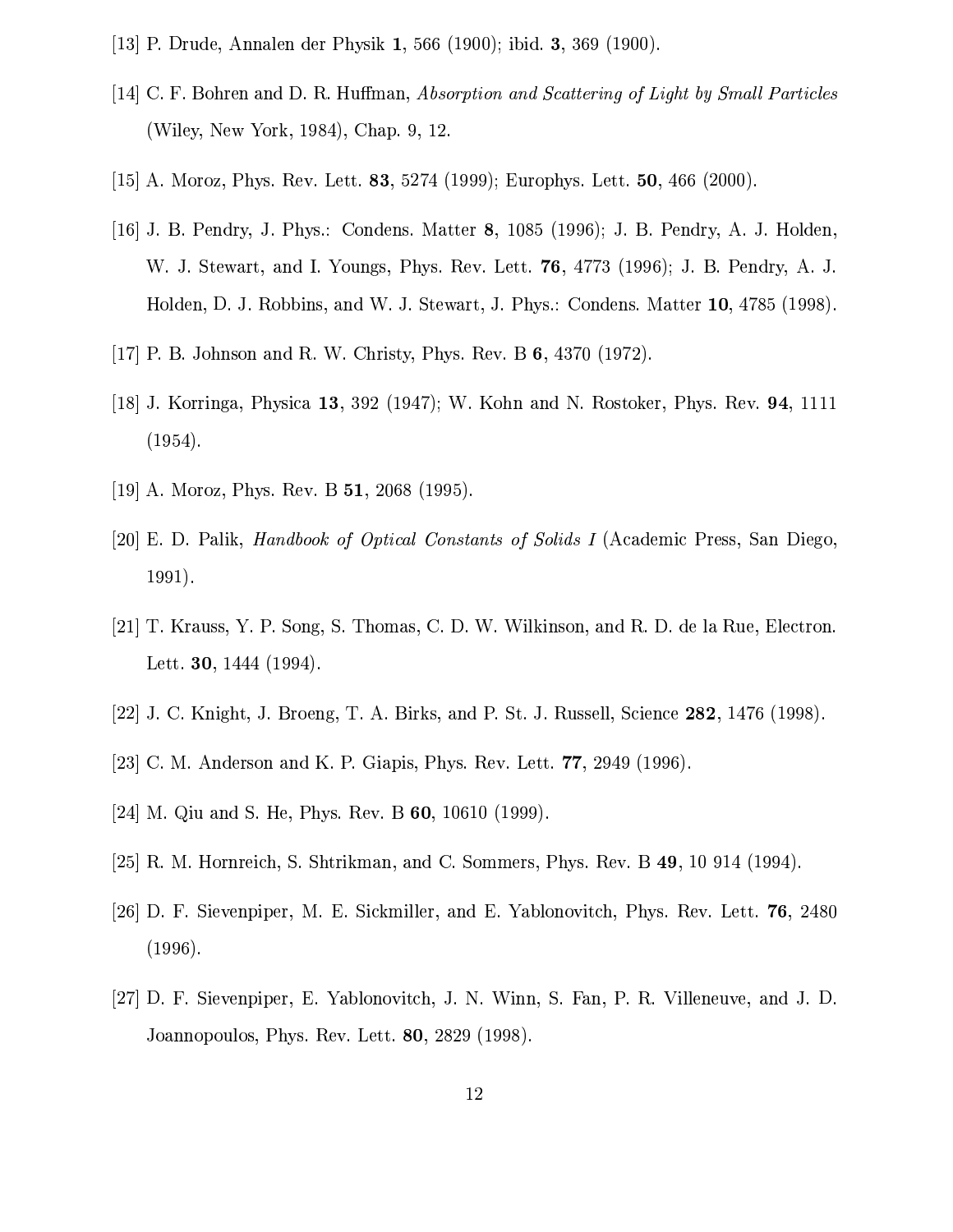[13] P. Drude, Annalen der Physik **1**, 566 (1900); ibid. **3**, 369 (1900).

[14] C. F. Bohren and D. R. Huffman, *Absorption and Scattering of Light by Small Particles* (Wiley, New York, 1984), Chap. 9, 12.

[15] A. Moroz, Phys. Rev. Lett. **83**, 5274 (1999); Europhys. Lett. **50**, 466 (2000).

[16] J. B. Pendry, J. Phys.: Condens. Matter **8**, 1085 (1996); J. B. Pendry, A. J. Holden, W. J. Stewart, and I. Youngs, Phys. Rev. Lett. **76**, 4773 (1996); J. B. Pendry, A. J. Holden, D. J. Robbins, and W. J. Stewart, J. Phys.: Condens. Matter **10**, 4785 (1998).

[17] P. B. Johnson and R. W. Christy, Phys. Rev. B **6**, 4370 (1972).

[18] J. Korringa, Physica **13**, 392 (1947); W. Kohn and N. Rostoker, Phys. Rev. **94**, 1111 (1954).

[19] A. Moroz, Phys. Rev. B **51**, 2068 (1995).

[20] E. D. Palik, *Handbook of Optical Constants of Solids I* (Academic Press, San Diego, 1991).

[21] T. Krauss, Y. P. Song, S. Thomas, C. D. W. Wilkinson, and R. D. de la Rue, Electron. Lett. **30**, 1444 (1994).

[22] J. C. Knight, J. Broeng, T. A. Birks, and P. St. J. Russell, Science **282**, 1476 (1998).

[23] C. M. Anderson and K. P. Giapis, Phys. Rev. Lett. **77**, 2949 (1996).

[24] M. Qiu and S. He, Phys. Rev. B **60**, 10610 (1999).

[25] R. M. Hornreich, S. Shtrikman, and C. Sommers, Phys. Rev. B **49**, 10 914 (1994).

[26] D. F. Sievenpiper, M. E. Sickmiller, and E. Yablonovitch, Phys. Rev. Lett. **76**, 2480 (1996).

[27] D. F. Sievenpiper, E. Yablonovitch, J. N. Winn, S. Fan, P. R. Villeneuve, and J. D. Joannopoulos, Phys. Rev. Lett. **80**, 2829 (1998).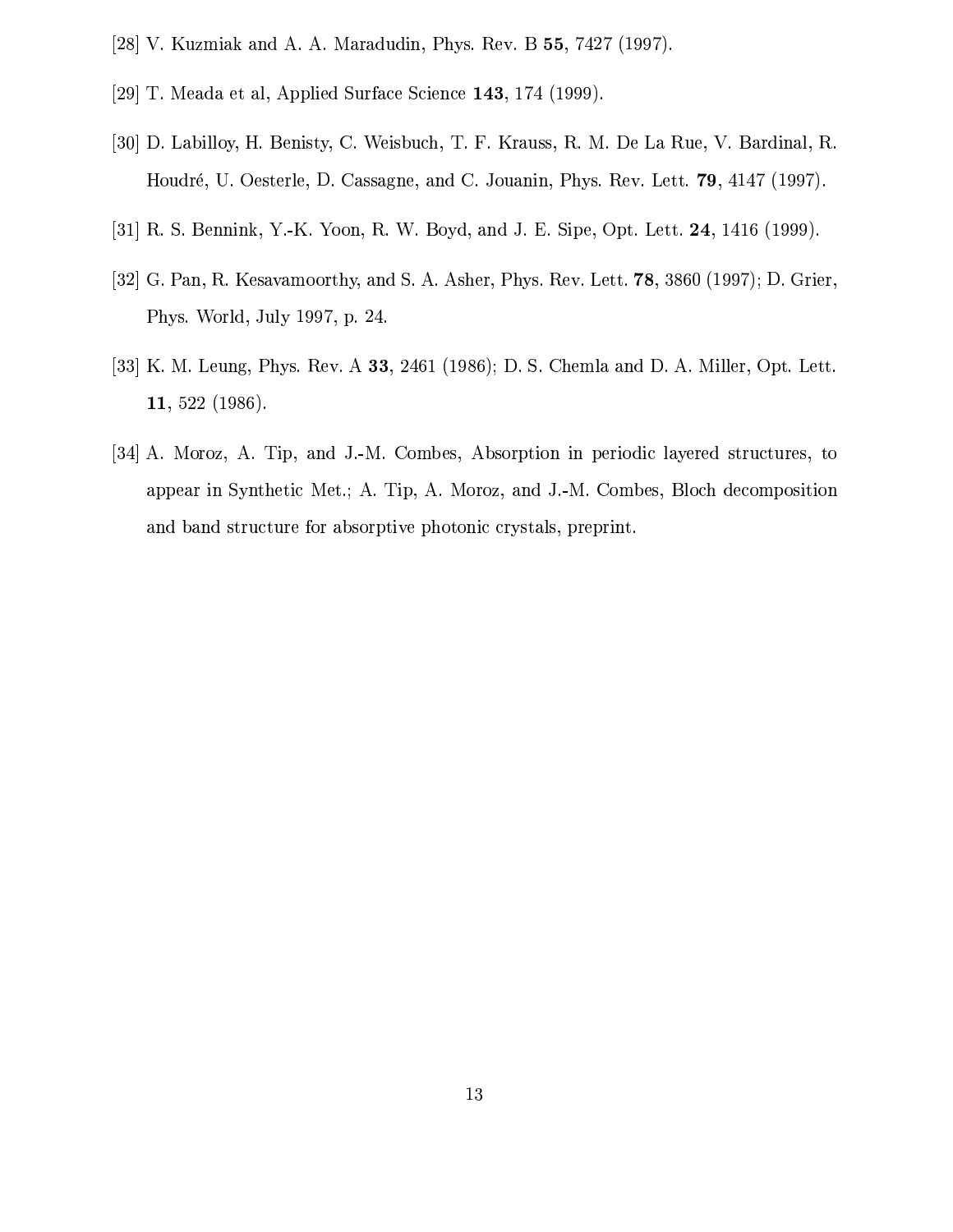[28] V. Kuzmiak and A. A. Maradudin, Phys. Rev. B **55**, 7427 (1997).

[29] T. Meada et al, Applied Surface Science **143**, 174 (1999).

[30] D. Labilloy, H. Benisty, C. Weisbuch, T. F. Krauss, R. M. De La Rue, V. Bardinal, R. Houdré, U. Oesterle, D. Cassagne, and C. Jouanin, Phys. Rev. Lett. **79**, 4147 (1997).

[31] R. S. Bennink, Y.-K. Yoon, R. W. Boyd, and J. E. Sipe, Opt. Lett. **24**, 1416 (1999).

[32] G. Pan, R. Kesavamoorthy, and S. A. Asher, Phys. Rev. Lett. **78**, 3860 (1997); D. Grier, Phys. World, July 1997, p. 24.

[33] K. M. Leung, Phys. Rev. A **33**, 2461 (1986); D. S. Chemla and D. A. Miller, Opt. Lett. **11**, 522 (1986).

[34] A. Moroz, A. Tip, and J.-M. Combes, Absorption in periodic layered structures, to appear in Synthetic Met.; A. Tip, A. Moroz, and J.-M. Combes, Bloch decomposition and band structure for absorptive photonic crystals, preprint.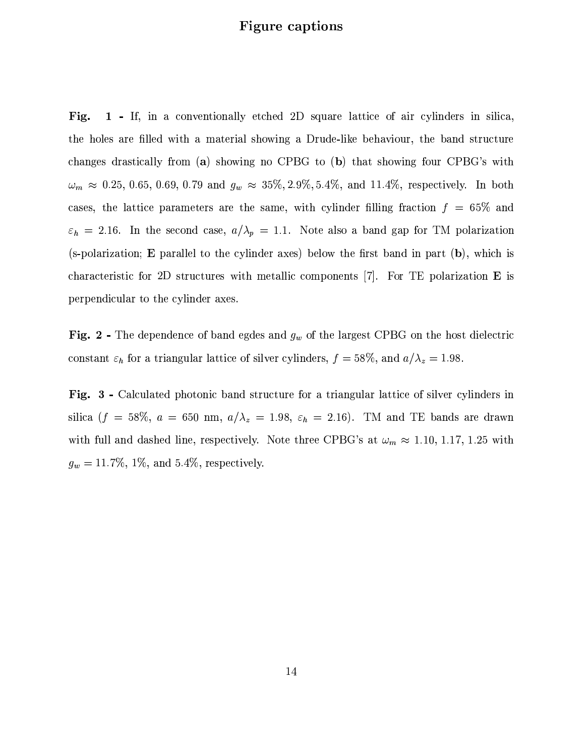# Figure captions

**Fig. 1 -** If, in a conventionally etched 2D square lattice of air cylinders in silica, the holes are filled with a material showing a Drude-like behaviour, the band structure changes drastically from (**a**) showing no CPBG to (**b**) that showing four CPBG's with $\omega_m \approx 0.25, 0.65, 0.69, 0.79$ and $g_w \approx 35\%, 2.9\%, 5.4\%$, and $11.4\%$, respectively. In both cases, the lattice parameters are the same, with cylinder filling fraction $f = 65\%$ and $\varepsilon_h = 2.16$. In the second case, $a/\lambda_p = 1.1$. Note also a band gap for TM polarization (s-polarization; **E** parallel to the cylinder axes) below the first band in part (**b**), which is characteristic for 2D structures with metallic components [7]. For TE polarization **E** is perpendicular to the cylinder axes.

**Fig. 2 -** The dependence of band egdes and $g_w$ of the largest CPBG on the host dielectric constant $\varepsilon_h$ for a triangular lattice of silver cylinders, $f = 58\%$, and $a/\lambda_z = 1.98$.

**Fig. 3 -** Calculated photonic band structure for a triangular lattice of silver cylinders in silica ($f = 58\%$, $a = 650$ nm, $a/\lambda_z = 1.98$, $\varepsilon_h = 2.16$). TM and TE bands are drawn with full and dashed line, respectively. Note three CPBG's at $\omega_m \approx 1.10, 1.17, 1.25$ with $g_w = 11.7\%$, $1\%$, and $5.4\%$, respectively.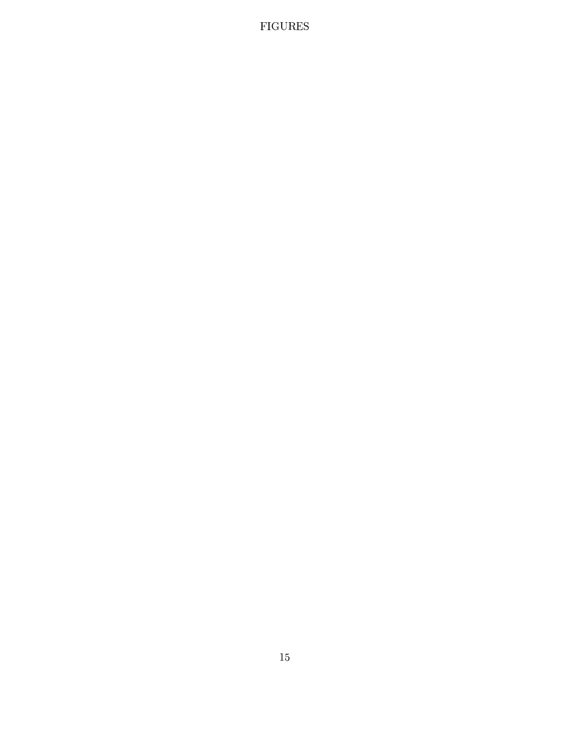# FIGURES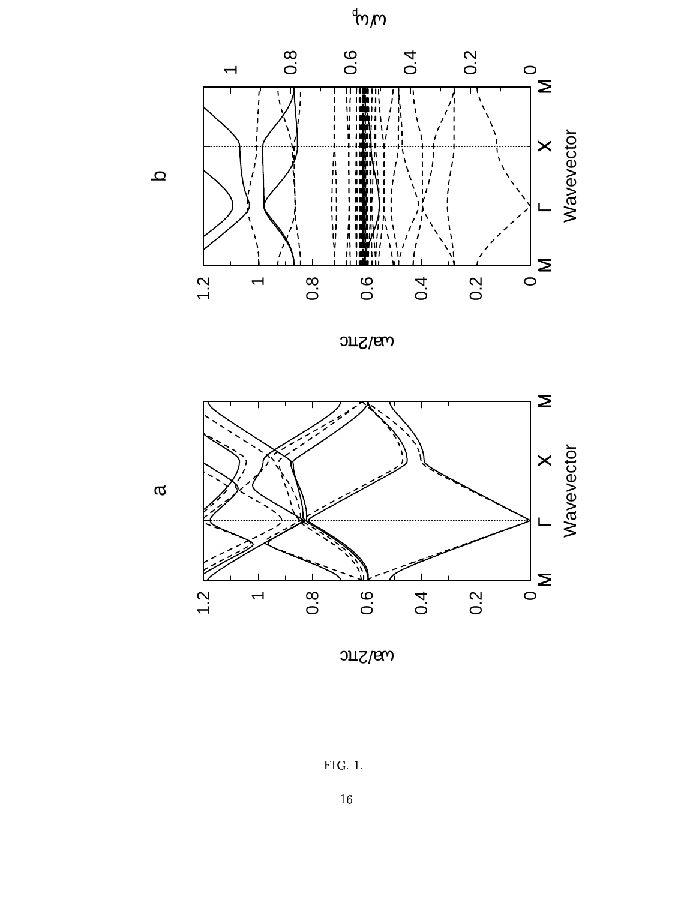FIG. 1.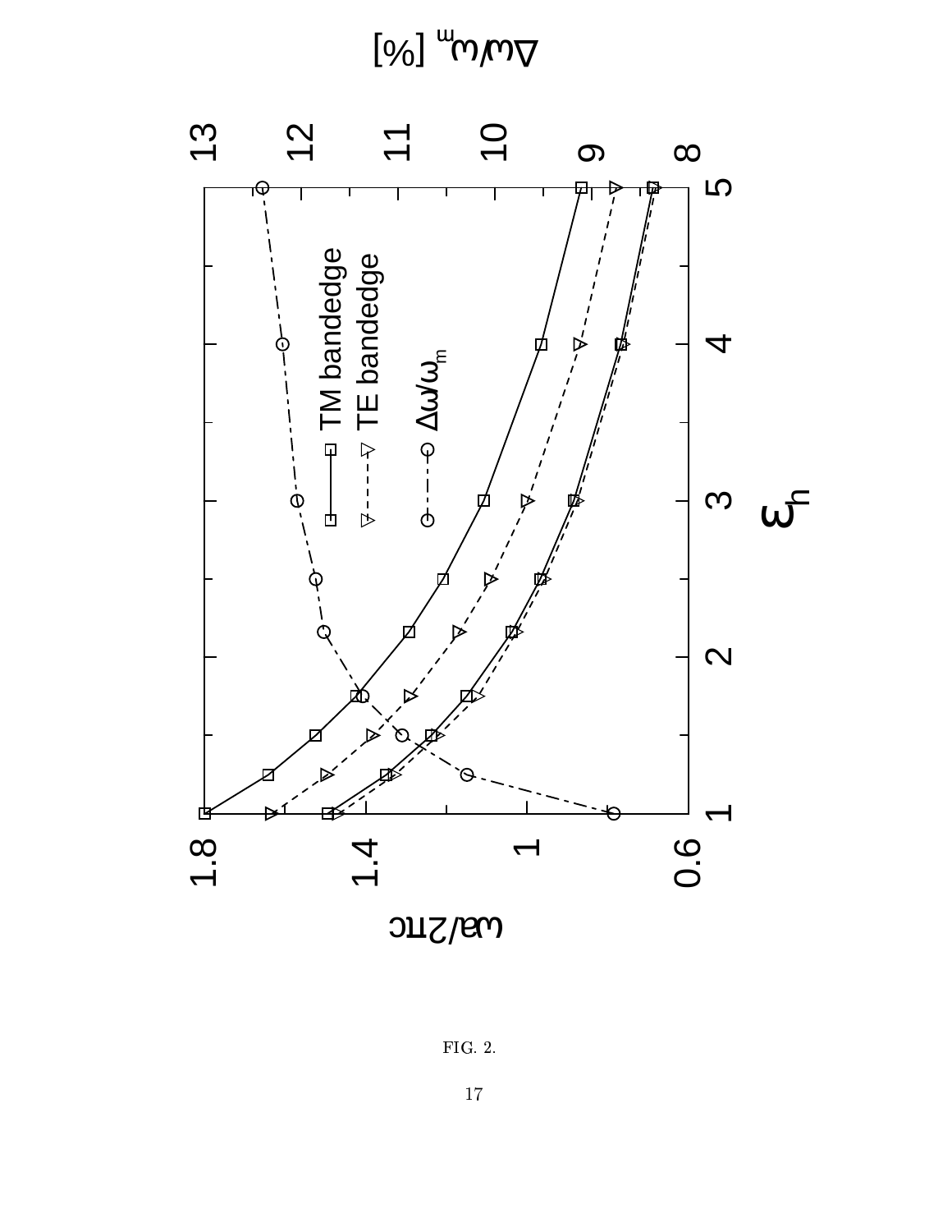FIG. 2.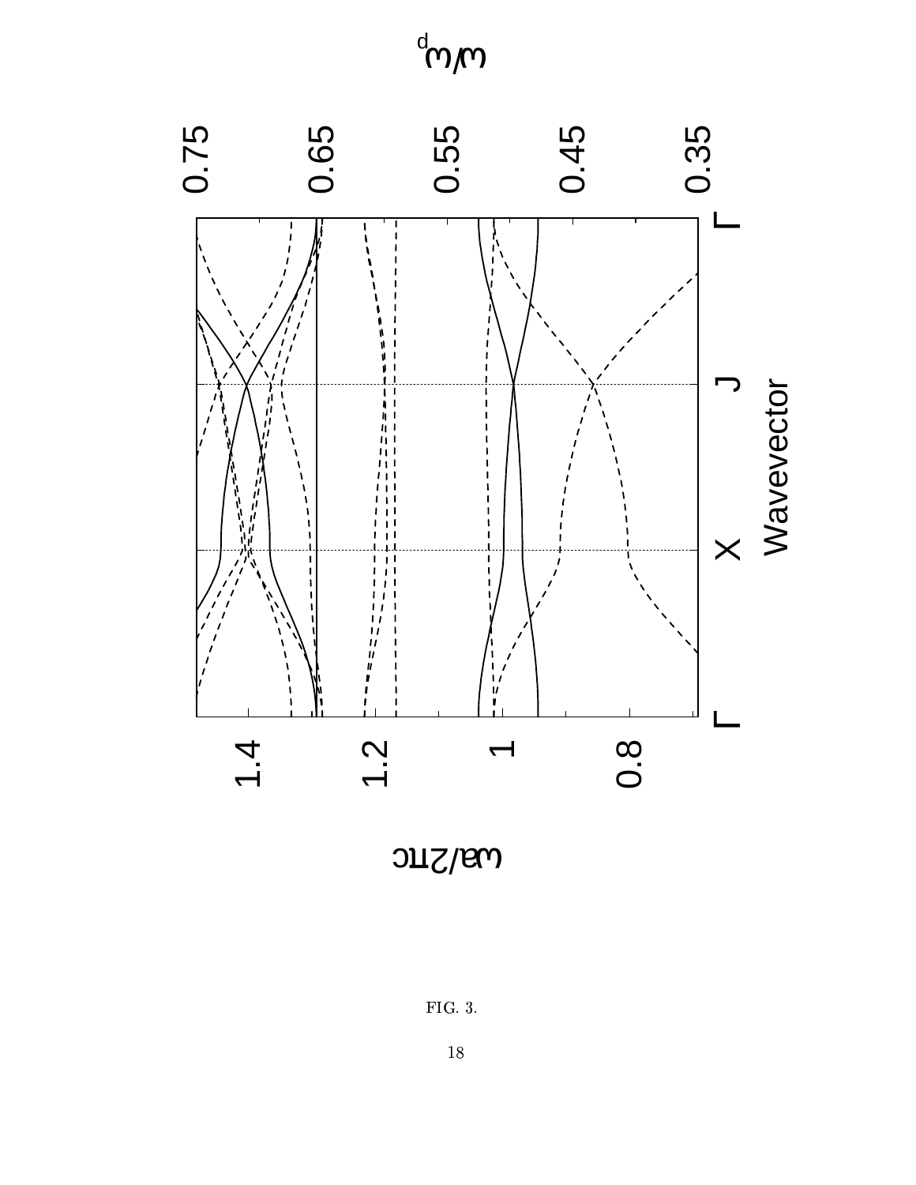$\omega/\omega_p$

0.75
0.65
0.55
0.45
0.35

1.4
1.2
1
0.8

$\omega a/2\pi c$

Γ
X
J
Γ

Wavevector

FIG. 3.